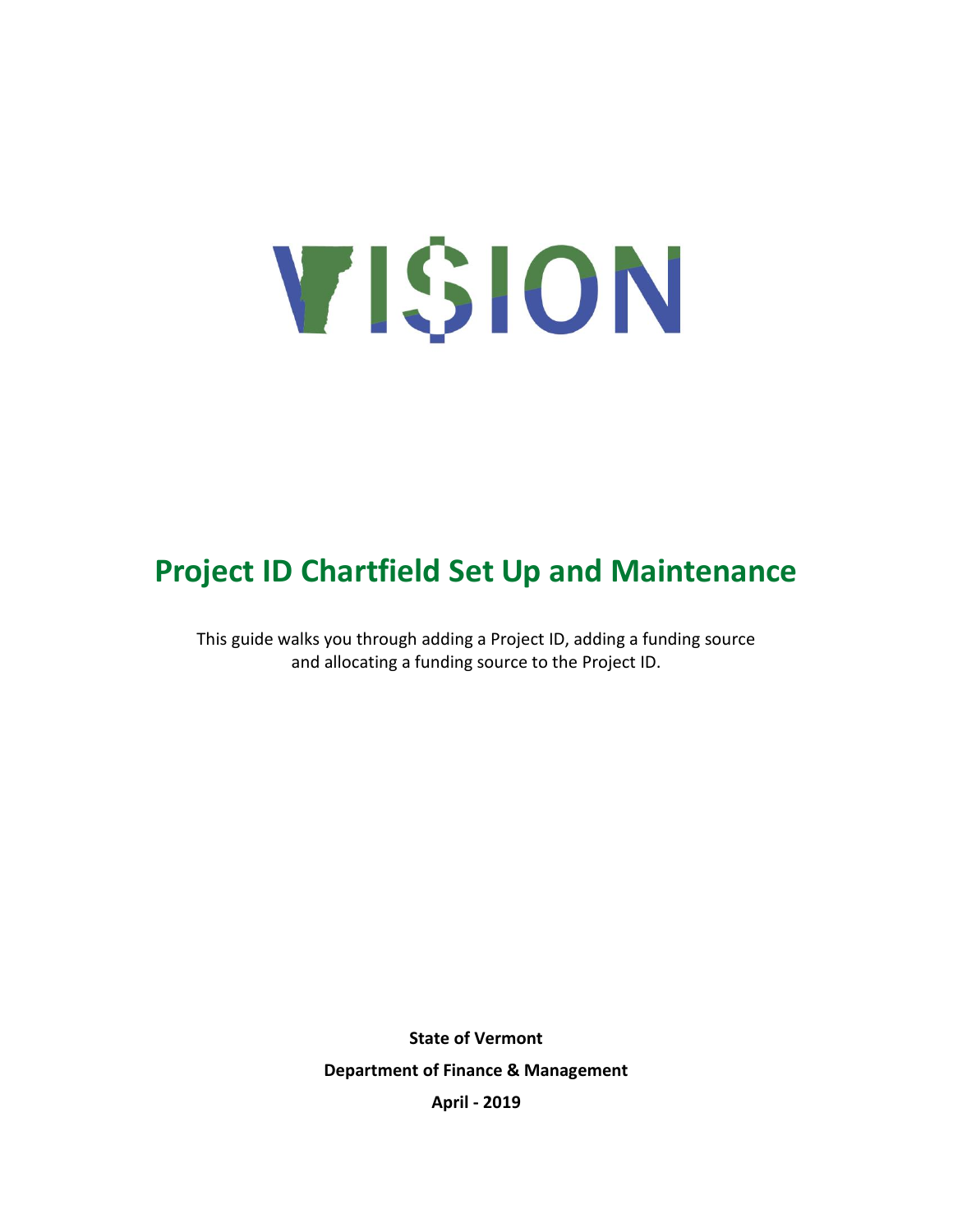VI$ION

# Project ID Chartfield Set Up and Maintenance

This guide walks you through adding a Project ID, adding a funding source and allocating a funding source to the Project ID.

**State of Vermont**

**Department of Finance & Management**

**April - 2019**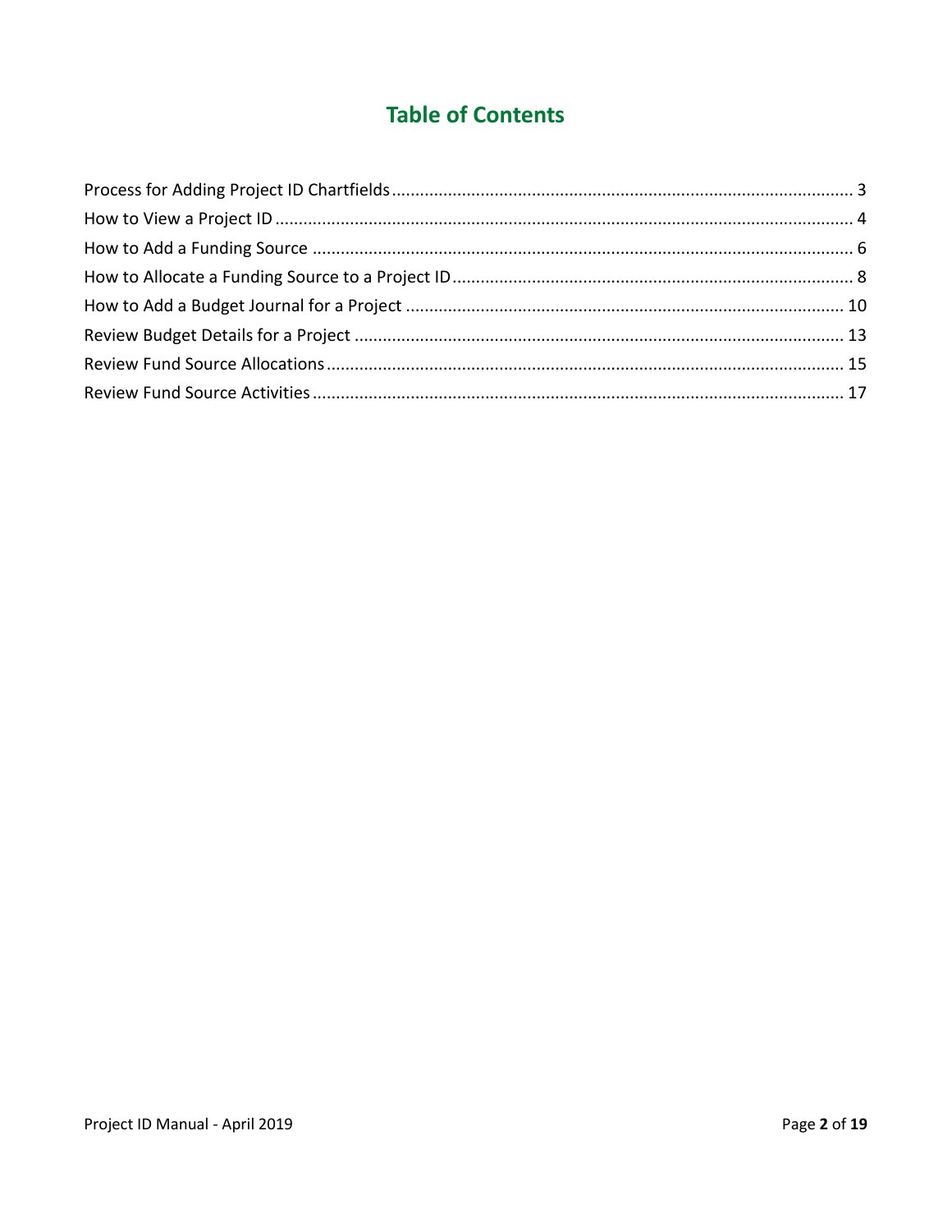# Table of Contents

Process for Adding Project ID Chartfields .......... 3

How to View a Project ID .......... 4

How to Add a Funding Source .......... 6

How to Allocate a Funding Source to a Project ID .......... 8

How to Add a Budget Journal for a Project .......... 10

Review Budget Details for a Project .......... 13

Review Fund Source Allocations .......... 15

Review Fund Source Activities .......... 17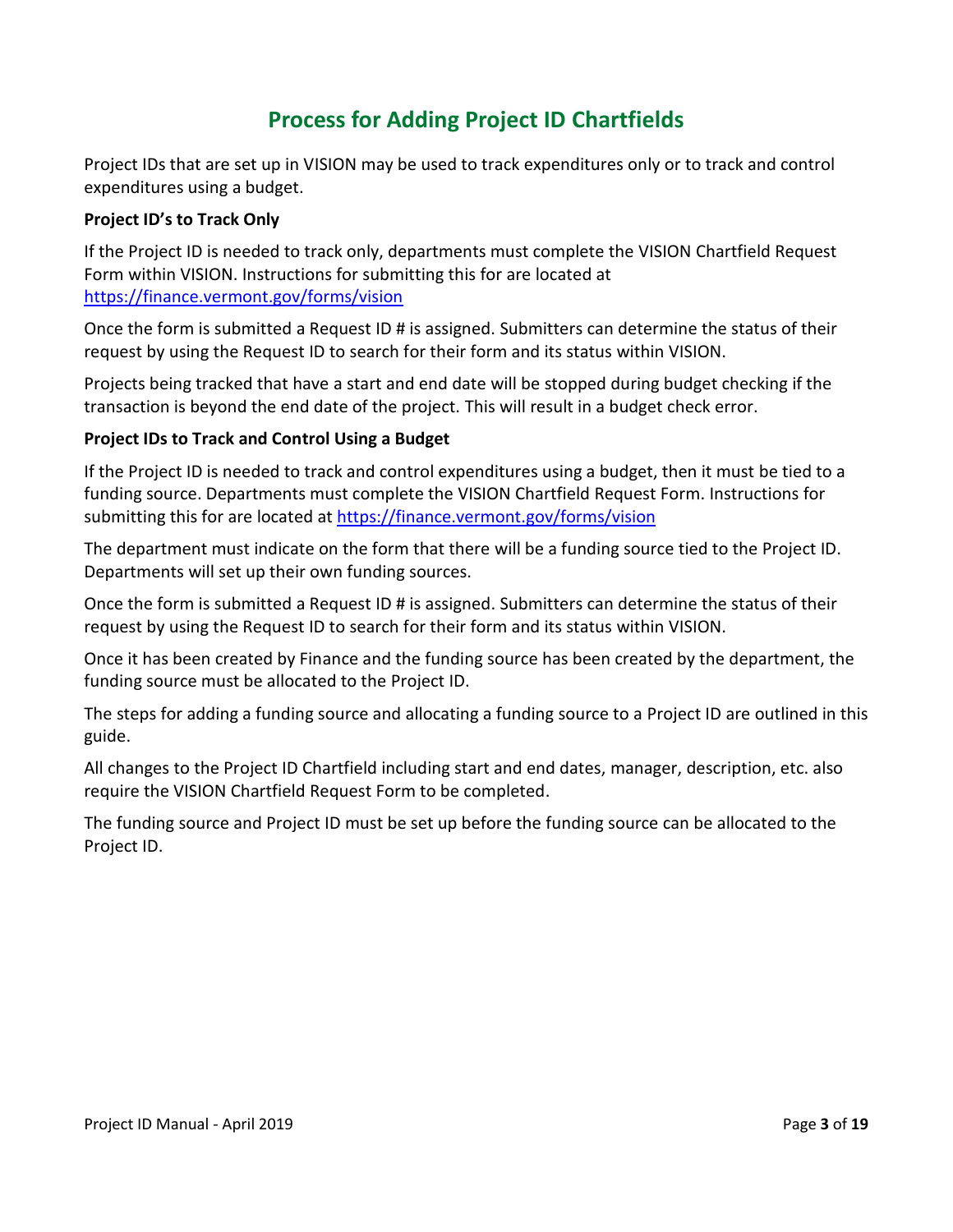# Process for Adding Project ID Chartfields

Project IDs that are set up in VISION may be used to track expenditures only or to track and control expenditures using a budget.

**Project ID's to Track Only**

If the Project ID is needed to track only, departments must complete the VISION Chartfield Request Form within VISION. Instructions for submitting this for are located at https://finance.vermont.gov/forms/vision

Once the form is submitted a Request ID # is assigned. Submitters can determine the status of their request by using the Request ID to search for their form and its status within VISION.

Projects being tracked that have a start and end date will be stopped during budget checking if the transaction is beyond the end date of the project. This will result in a budget check error.

**Project IDs to Track and Control Using a Budget**

If the Project ID is needed to track and control expenditures using a budget, then it must be tied to a funding source. Departments must complete the VISION Chartfield Request Form. Instructions for submitting this for are located at https://finance.vermont.gov/forms/vision

The department must indicate on the form that there will be a funding source tied to the Project ID. Departments will set up their own funding sources.

Once the form is submitted a Request ID # is assigned. Submitters can determine the status of their request by using the Request ID to search for their form and its status within VISION.

Once it has been created by Finance and the funding source has been created by the department, the funding source must be allocated to the Project ID.

The steps for adding a funding source and allocating a funding source to a Project ID are outlined in this guide.

All changes to the Project ID Chartfield including start and end dates, manager, description, etc. also require the VISION Chartfield Request Form to be completed.

The funding source and Project ID must be set up before the funding source can be allocated to the Project ID.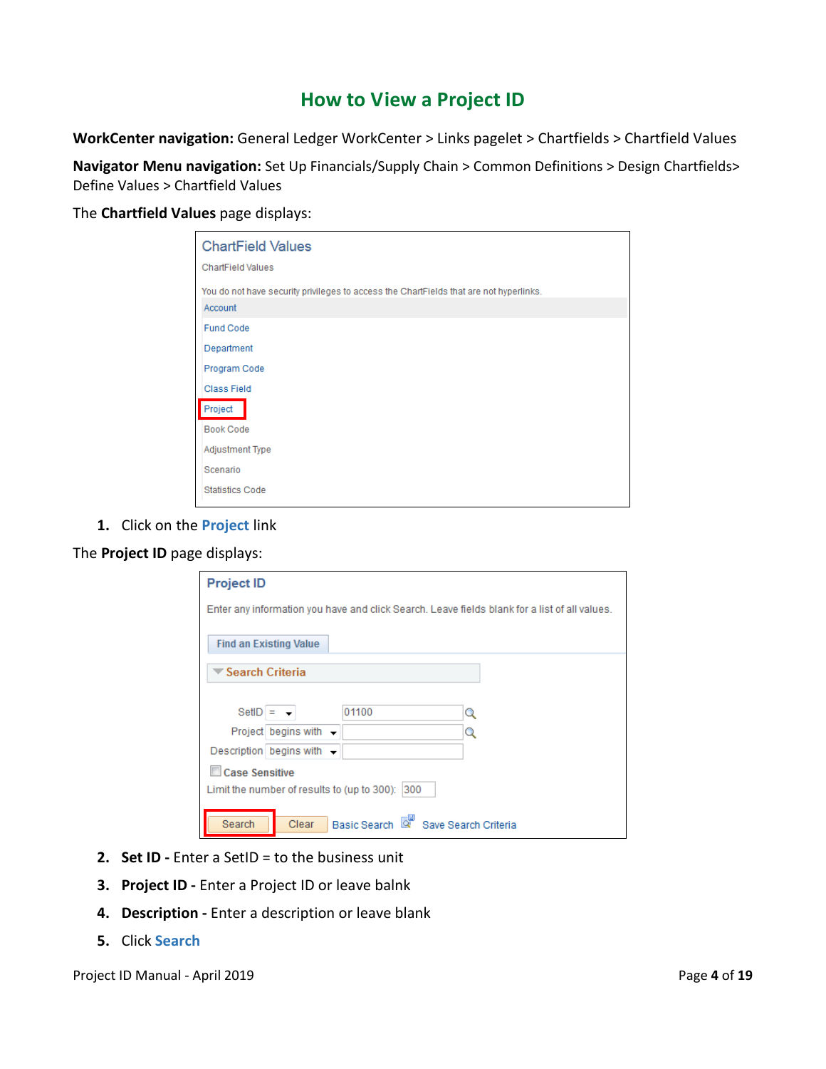# How to View a Project ID

**WorkCenter navigation:** General Ledger WorkCenter > Links pagelet > Chartfields > Chartfield Values

**Navigator Menu navigation:** Set Up Financials/Supply Chain > Common Definitions > Design Chartfields> Define Values > Chartfield Values

The **Chartfield Values** page displays:

1. Click on the **Project** link

The **Project ID** page displays:

2. **Set ID -** Enter a SetID = to the business unit
3. **Project ID -** Enter a Project ID or leave balnk
4. **Description -** Enter a description or leave blank
5. Click **Search**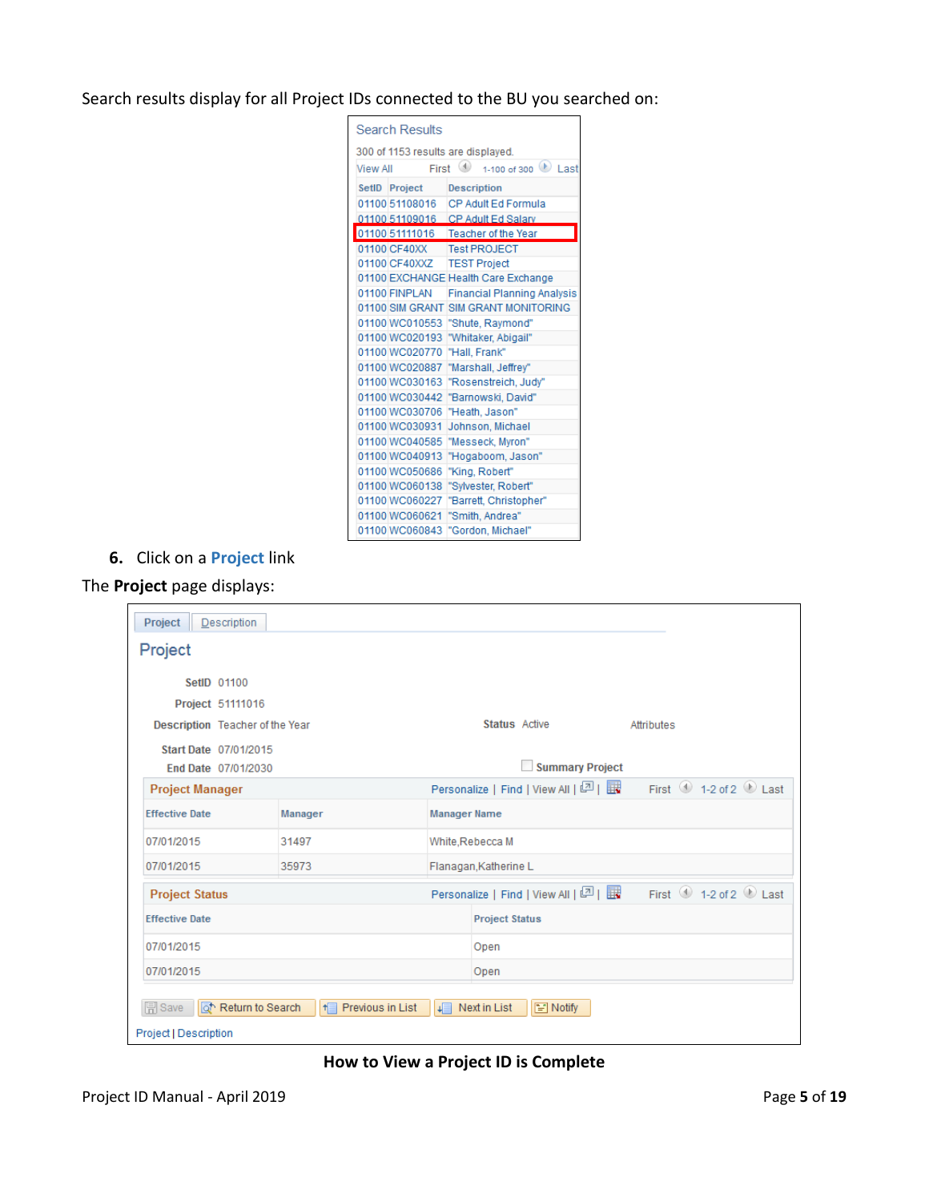Search results display for all Project IDs connected to the BU you searched on:

Search Results

300 of 1153 results are displayed.

View All First 1-100 of 300 Last

| SetID | Project | Description |
|---|---|---|
| 01100 | 51108016 | CP Adult Ed Formula |
| 01100 | 51109016 | CP Adult Ed Salary |
| 01100 | 51111016 | Teacher of the Year |
| 01100 | CF40XX | Test PROJECT |
| 01100 | CF40XXZ | TEST Project |
| 01100 | EXCHANGE | Health Care Exchange |
| 01100 | FINPLAN | Financial Planning Analysis |
| 01100 | SIM GRANT | SIM GRANT MONITORING |
| 01100 | WC010553 | "Shute, Raymond" |
| 01100 | WC020193 | "Whitaker, Abigail" |
| 01100 | WC020770 | "Hall, Frank" |
| 01100 | WC020887 | "Marshall, Jeffrey" |
| 01100 | WC030163 | "Rosenstreich, Judy" |
| 01100 | WC030442 | "Barnowski, David" |
| 01100 | WC030706 | "Heath, Jason" |
| 01100 | WC030931 | Johnson, Michael |
| 01100 | WC040585 | "Messeck, Myron" |
| 01100 | WC040913 | "Hogaboom, Jason" |
| 01100 | WC050686 | "King, Robert" |
| 01100 | WC060138 | "Sylvester, Robert" |
| 01100 | WC060227 | "Barrett, Christopher" |
| 01100 | WC060621 | "Smith, Andrea" |
| 01100 | WC060843 | "Gordon, Michael" |

6. Click on a **Project** link

The **Project** page displays:

Project | Description

## Project

- **SetID** 01100
- **Project** 51111016
- **Description** Teacher of the Year — **Status** Active — Attributes
- **Start Date** 07/01/2015
- **End Date** 07/01/2030 — ☐ **Summary Project**

**Project Manager** — Personalize | Find | View All | First 1-2 of 2 Last

| Effective Date | Manager | Manager Name |
|---|---|---|
| 07/01/2015 | 31497 | White,Rebecca M |
| 07/01/2015 | 35973 | Flanagan,Katherine L |

**Project Status** — Personalize | Find | View All | First 1-2 of 2 Last

| Effective Date | Project Status |
|---|---|
| 07/01/2015 | Open |
| 07/01/2015 | Open |

Save | Return to Search | Previous in List | Next in List | Notify

Project | Description

**How to View a Project ID is Complete**

Project ID Manual - April 2019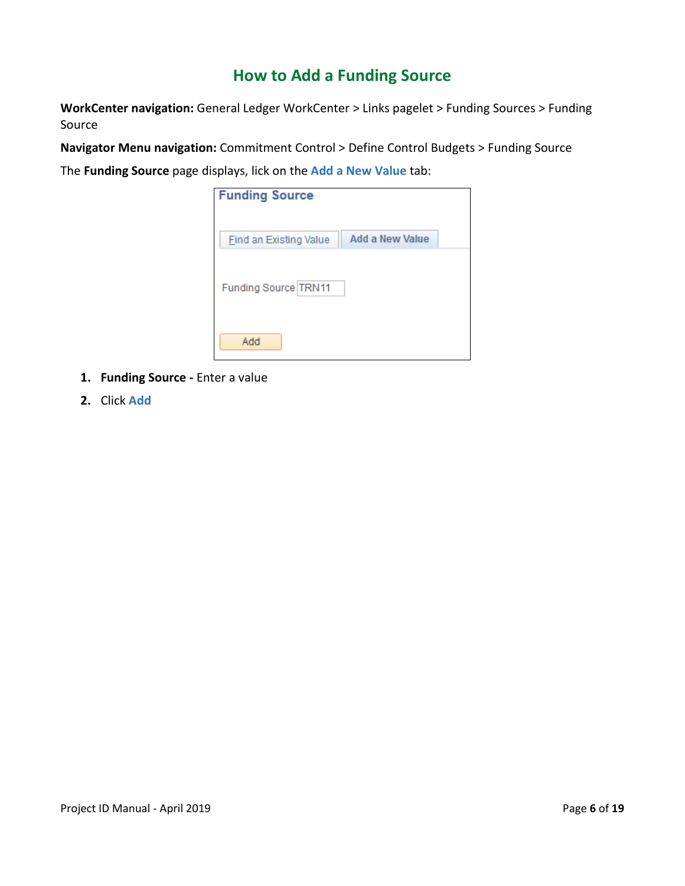# How to Add a Funding Source

**WorkCenter navigation:** General Ledger WorkCenter > Links pagelet > Funding Sources > Funding Source

**Navigator Menu navigation:** Commitment Control > Define Control Budgets > Funding Source

The **Funding Source** page displays, lick on the **Add a New Value** tab:

1. **Funding Source -** Enter a value
2. Click **Add**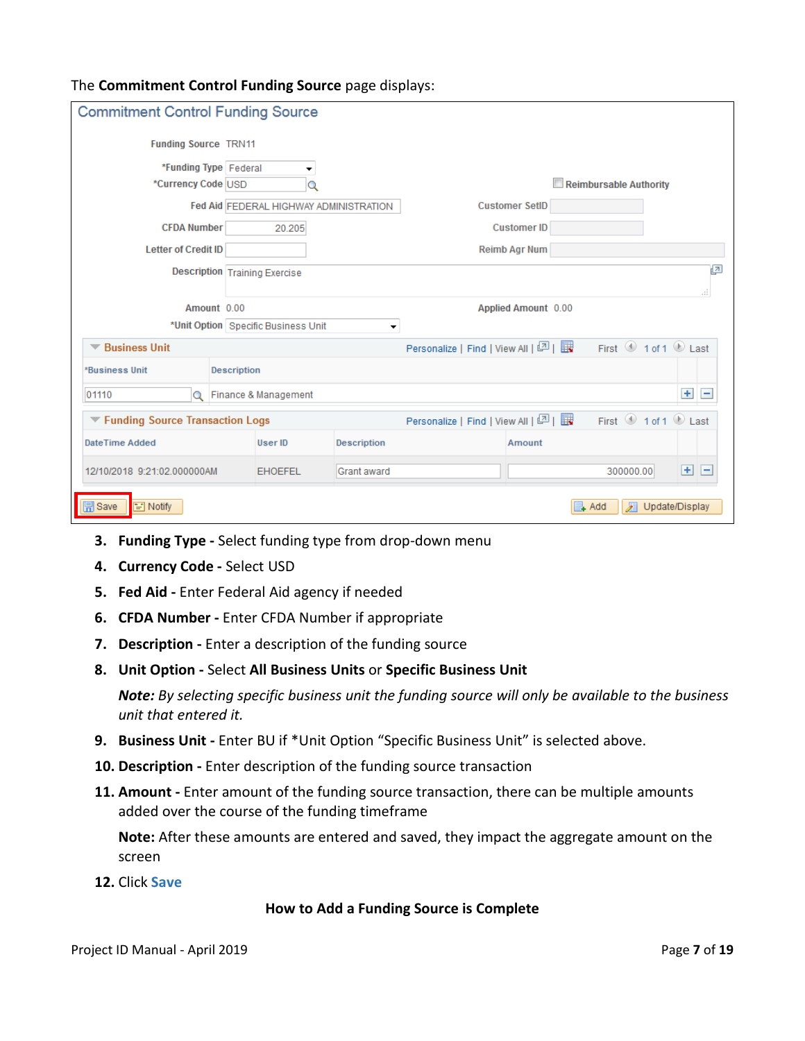The **Commitment Control Funding Source** page displays:

3. **Funding Type -** Select funding type from drop-down menu
4. **Currency Code -** Select USD
5. **Fed Aid -** Enter Federal Aid agency if needed
6. **CFDA Number -** Enter CFDA Number if appropriate
7. **Description -** Enter a description of the funding source
8. **Unit Option -** Select **All Business Units** or **Specific Business Unit**

   ***Note:*** *By selecting specific business unit the funding source will only be available to the business unit that entered it.*

9. **Business Unit -** Enter BU if *Unit Option "Specific Business Unit" is selected above.
10. **Description -** Enter description of the funding source transaction
11. **Amount -** Enter amount of the funding source transaction, there can be multiple amounts added over the course of the funding timeframe

    **Note:** After these amounts are entered and saved, they impact the aggregate amount on the screen

12. Click **Save**

**How to Add a Funding Source is Complete**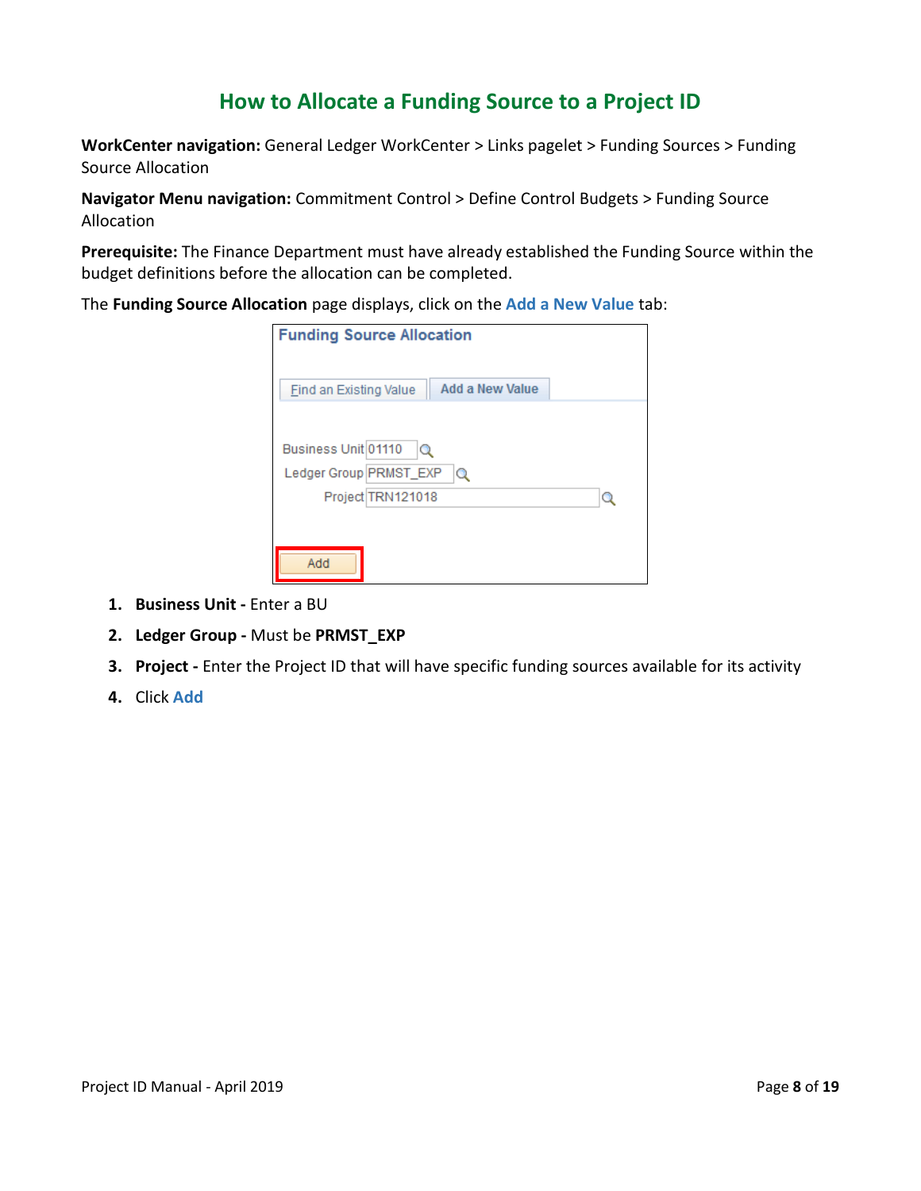# How to Allocate a Funding Source to a Project ID

**WorkCenter navigation:** General Ledger WorkCenter > Links pagelet > Funding Sources > Funding Source Allocation

**Navigator Menu navigation:** Commitment Control > Define Control Budgets > Funding Source Allocation

**Prerequisite:** The Finance Department must have already established the Funding Source within the budget definitions before the allocation can be completed.

The **Funding Source Allocation** page displays, click on the **Add a New Value** tab:

1. **Business Unit -** Enter a BU
2. **Ledger Group -** Must be **PRMST_EXP**
3. **Project -** Enter the Project ID that will have specific funding sources available for its activity
4. Click **Add**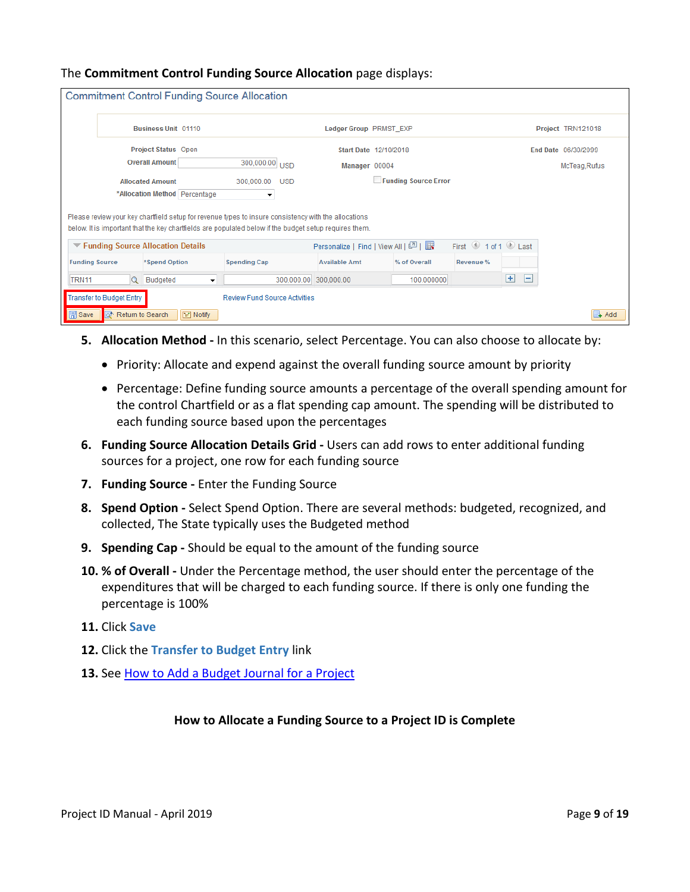The **Commitment Control Funding Source Allocation** page displays:

5. **Allocation Method -** In this scenario, select Percentage. You can also choose to allocate by:
   - Priority: Allocate and expend against the overall funding source amount by priority
   - Percentage: Define funding source amounts a percentage of the overall spending amount for the control Chartfield or as a flat spending cap amount. The spending will be distributed to each funding source based upon the percentages
6. **Funding Source Allocation Details Grid -** Users can add rows to enter additional funding sources for a project, one row for each funding source
7. **Funding Source -** Enter the Funding Source
8. **Spend Option -** Select Spend Option. There are several methods: budgeted, recognized, and collected, The State typically uses the Budgeted method
9. **Spending Cap -** Should be equal to the amount of the funding source
10. **% of Overall -** Under the Percentage method, the user should enter the percentage of the expenditures that will be charged to each funding source. If there is only one funding the percentage is 100%
11. Click **Save**
12. Click the **Transfer to Budget Entry** link
13. See How to Add a Budget Journal for a Project

**How to Allocate a Funding Source to a Project ID is Complete**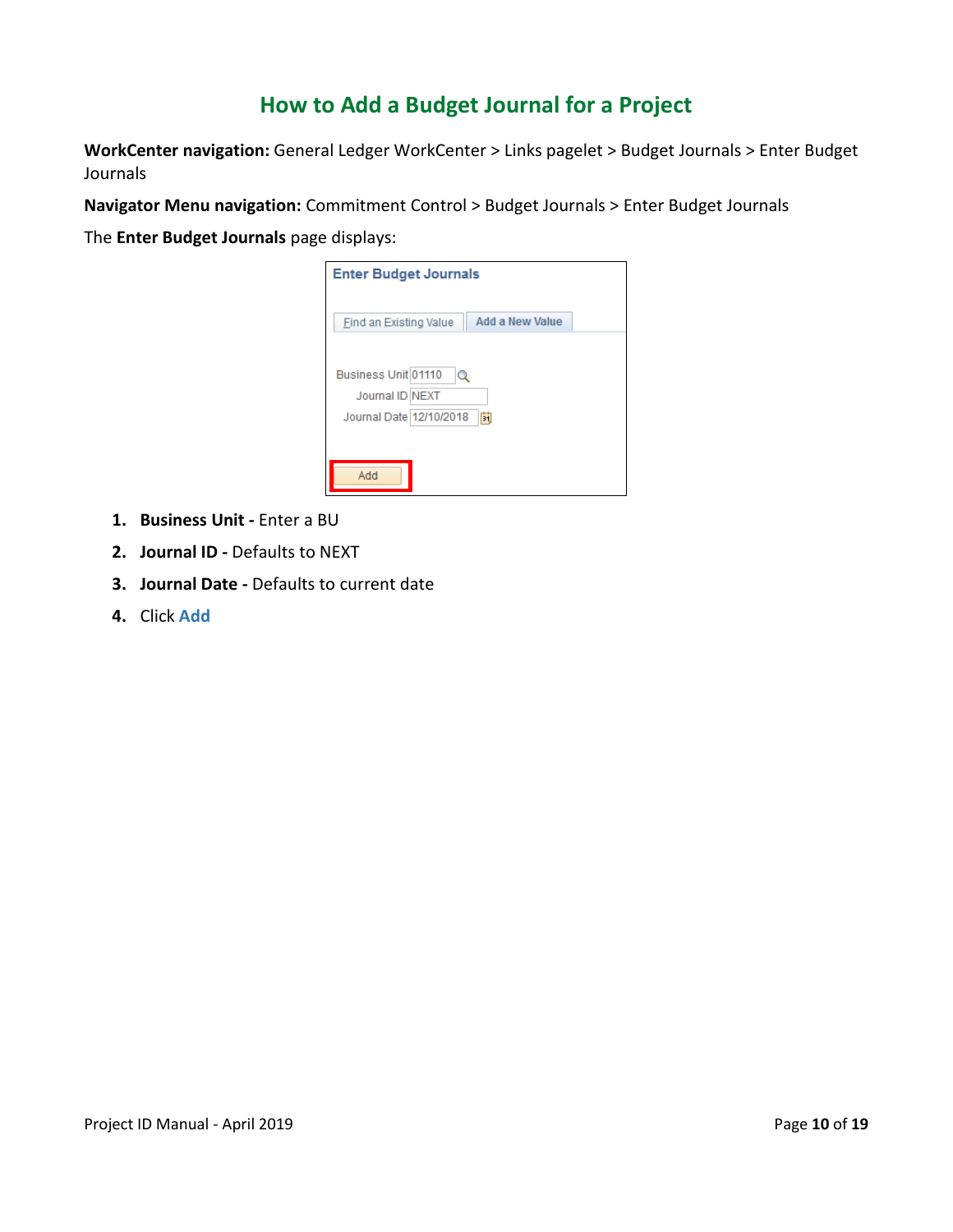# How to Add a Budget Journal for a Project

**WorkCenter navigation:** General Ledger WorkCenter > Links pagelet > Budget Journals > Enter Budget Journals

**Navigator Menu navigation:** Commitment Control > Budget Journals > Enter Budget Journals

The **Enter Budget Journals** page displays:

1. **Business Unit -** Enter a BU
2. **Journal ID -** Defaults to NEXT
3. **Journal Date -** Defaults to current date
4. Click **Add**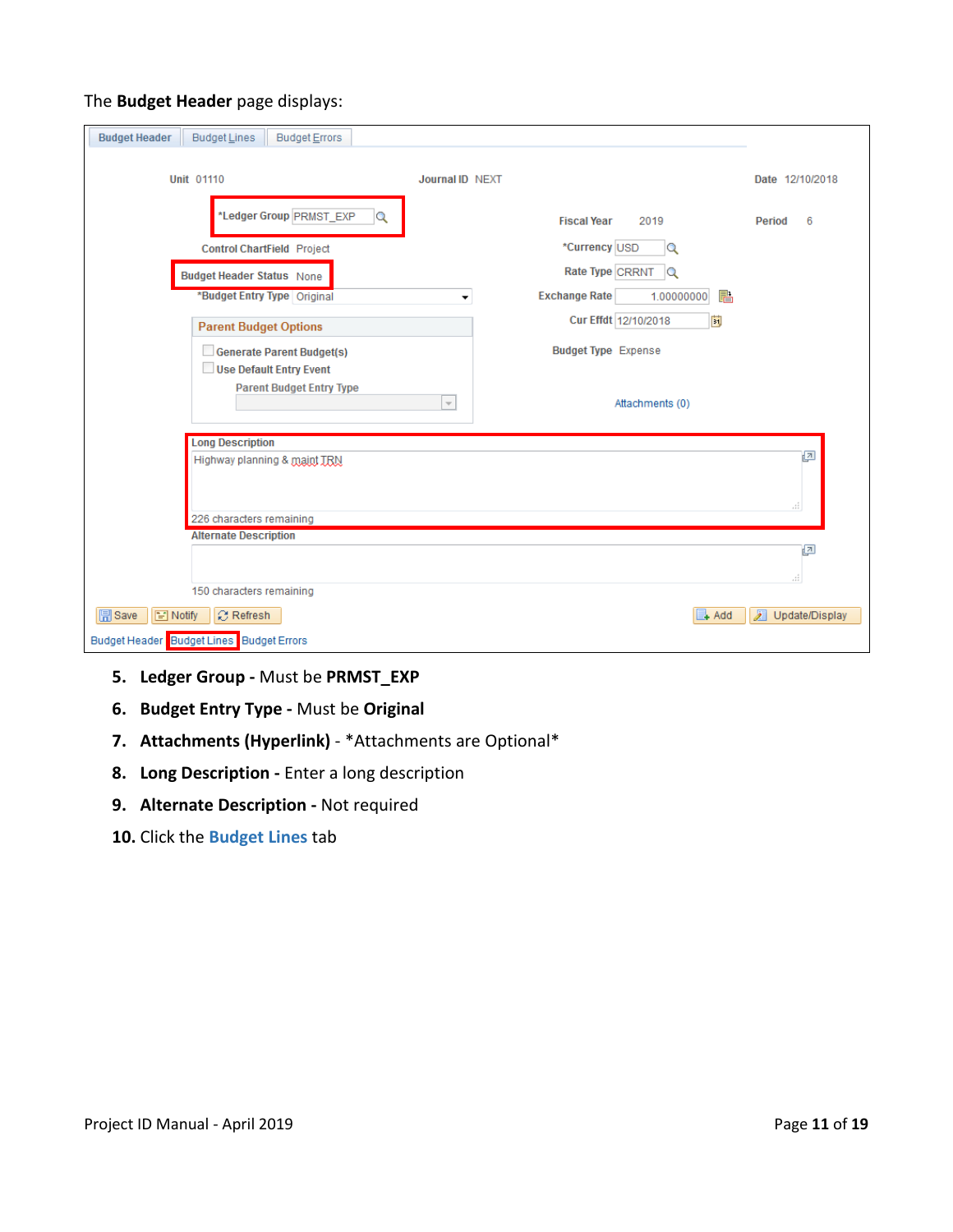The **Budget Header** page displays:

5. **Ledger Group -** Must be **PRMST_EXP**
6. **Budget Entry Type -** Must be **Original**
7. **Attachments (Hyperlink)** - *Attachments are Optional*
8. **Long Description -** Enter a long description
9. **Alternate Description -** Not required
10. Click the **Budget Lines** tab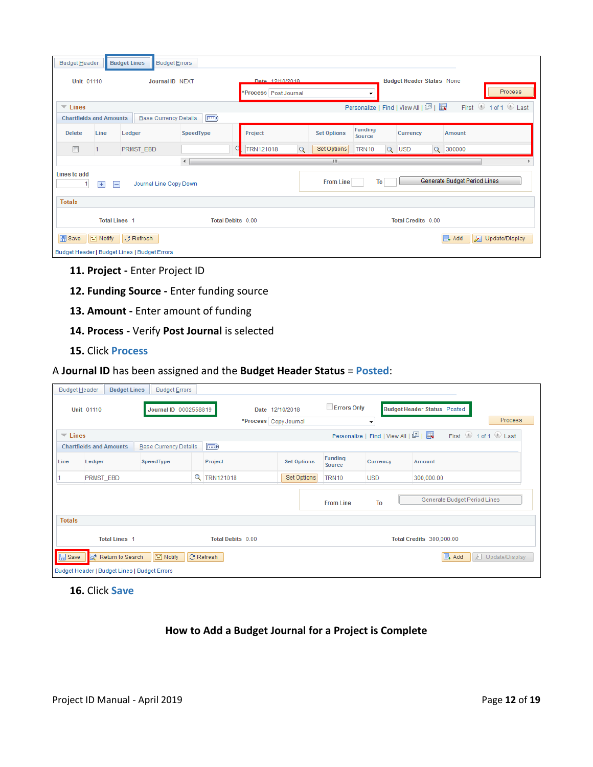11. **Project -** Enter Project ID
12. **Funding Source -** Enter funding source
13. **Amount -** Enter amount of funding
14. **Process -** Verify **Post Journal** is selected
15. Click **Process**

A **Journal ID** has been assigned and the **Budget Header Status** = **Posted**:

16. Click **Save**

**How to Add a Budget Journal for a Project is Complete**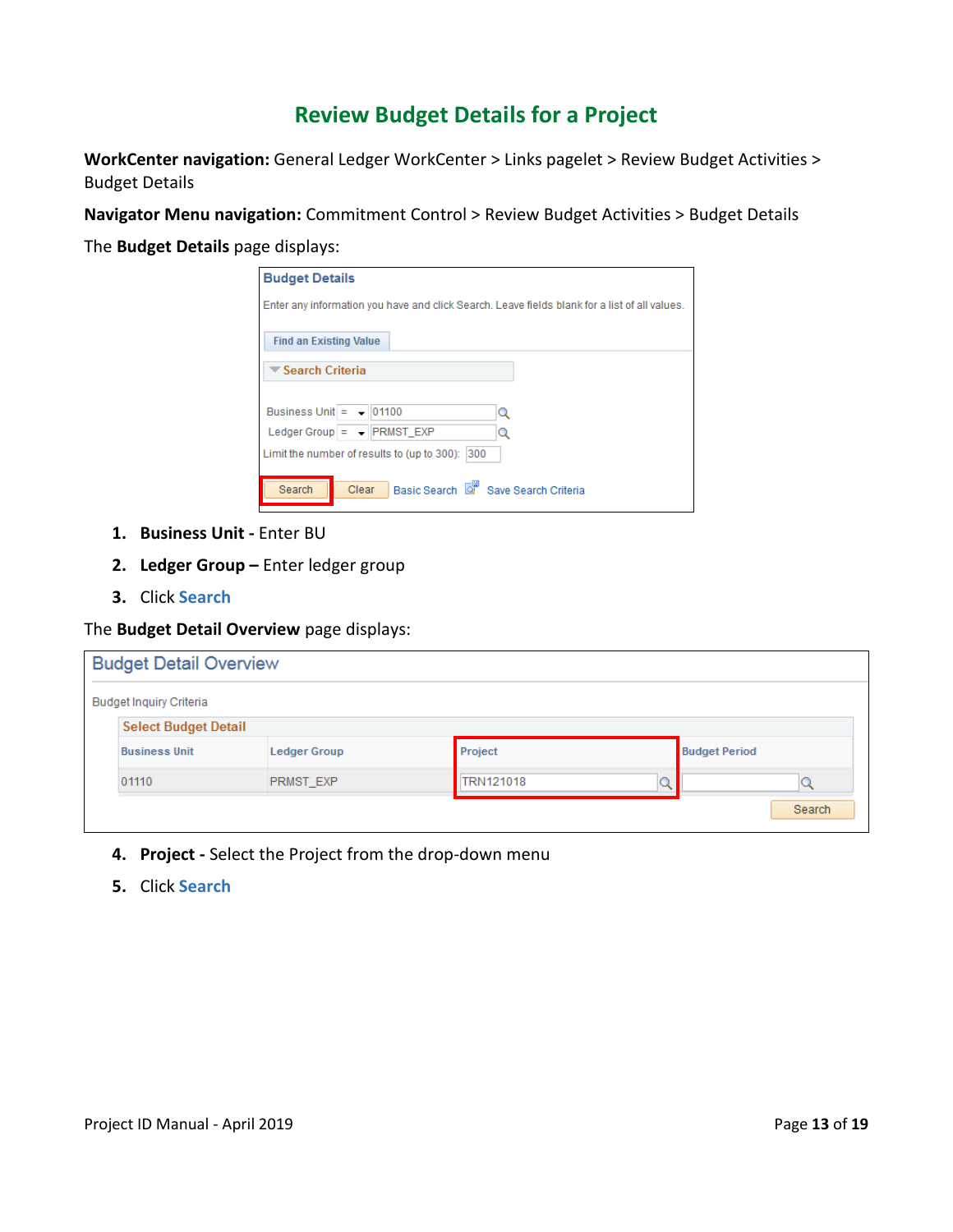# Review Budget Details for a Project

**WorkCenter navigation:** General Ledger WorkCenter > Links pagelet > Review Budget Activities > Budget Details

**Navigator Menu navigation:** Commitment Control > Review Budget Activities > Budget Details

The **Budget Details** page displays:

1. **Business Unit -** Enter BU
2. **Ledger Group –** Enter ledger group
3. Click **Search**

The **Budget Detail Overview** page displays:

4. **Project -** Select the Project from the drop-down menu
5. Click **Search**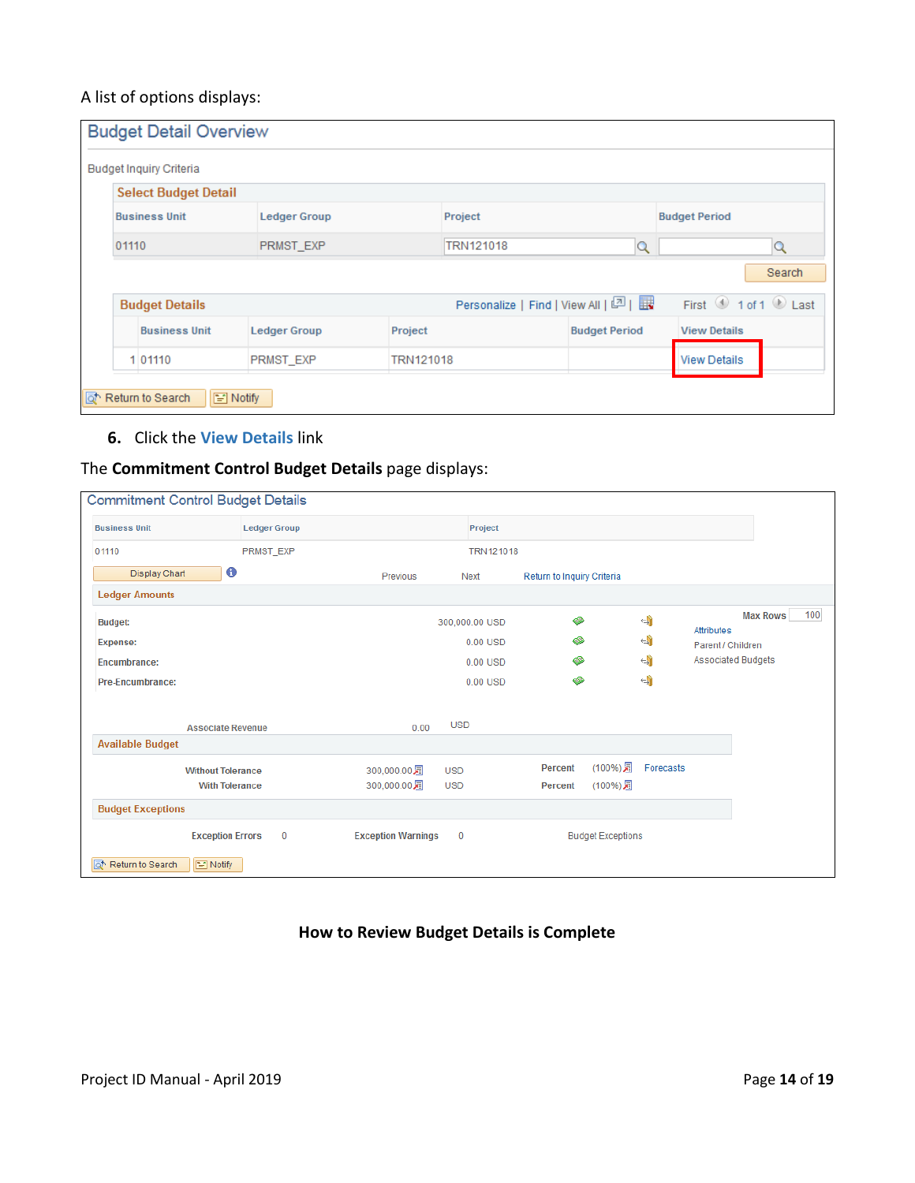A list of options displays:

**Budget Detail Overview**

Budget Inquiry Criteria

**Select Budget Detail**

| Business Unit | Ledger Group | Project | Budget Period |
|---|---|---|---|
| 01110 | PRMST_EXP | TRN121018 | |

Search

**Budget Details** — Personalize | Find | View All | First 1 of 1 Last

| | Business Unit | Ledger Group | Project | Budget Period | View Details |
|---|---|---|---|---|---|
| 1 | 01110 | PRMST_EXP | TRN121018 | | View Details |

Return to Search | Notify

6. Click the **View Details** link

The **Commitment Control Budget Details** page displays:

**Commitment Control Budget Details**

| Business Unit | Ledger Group | Project |
|---|---|---|
| 01110 | PRMST_EXP | TRN121018 |

Display Chart | Previous | Next | Return to Inquiry Criteria

**Ledger Amounts**

| | |
|---|---|
| Budget: | 300,000.00 USD |
| Expense: | 0.00 USD |
| Encumbrance: | 0.00 USD |
| Pre-Encumbrance: | 0.00 USD |

Max Rows 100

Attributes

Parent / Children

Associated Budgets

Associate Revenue 0.00 USD

**Available Budget**

| | | | | |
|---|---|---|---|---|
| Without Tolerance | 300,000.00 | USD | Percent | (100%) |
| With Tolerance | 300,000.00 | USD | Percent | (100%) |

Forecasts

**Budget Exceptions**

Exception Errors 0 | Exception Warnings 0 | Budget Exceptions

Return to Search | Notify

**How to Review Budget Details is Complete**

Project ID Manual - April 2019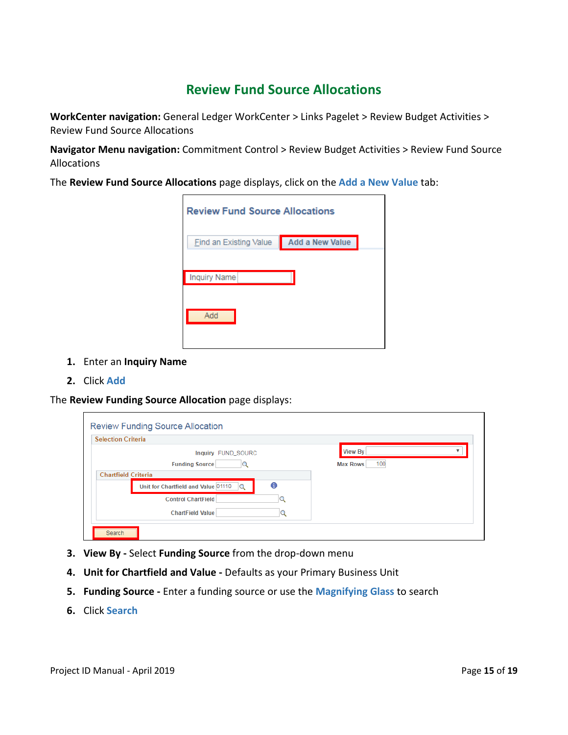# Review Fund Source Allocations

**WorkCenter navigation:** General Ledger WorkCenter > Links Pagelet > Review Budget Activities > Review Fund Source Allocations

**Navigator Menu navigation:** Commitment Control > Review Budget Activities > Review Fund Source Allocations

The **Review Fund Source Allocations** page displays, click on the **Add a New Value** tab:

1. Enter an **Inquiry Name**
2. Click **Add**

The **Review Funding Source Allocation** page displays:

3. **View By -** Select **Funding Source** from the drop-down menu
4. **Unit for Chartfield and Value -** Defaults as your Primary Business Unit
5. **Funding Source -** Enter a funding source or use the **Magnifying Glass** to search
6. Click **Search**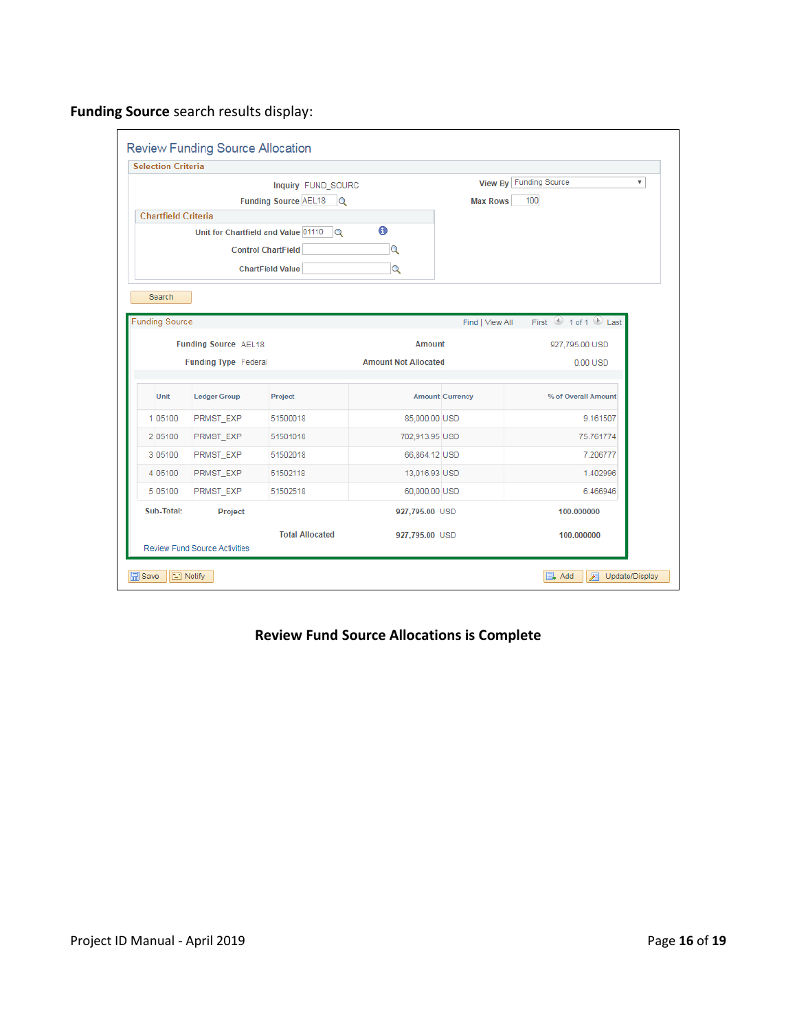**Funding Source** search results display:

Review Funding Source Allocation

Selection Criteria

Inquiry FUND_SOURC

Funding Source AEL18

View By Funding Source

Max Rows 100

Chartfield Criteria

Unit for Chartfield and Value 01110

Control ChartField

ChartField Value

Search

Funding Source — Find | View All — First 1 of 1 Last

Funding Source AEL18 — Amount 927,795.00 USD

Funding Type Federal — Amount Not Allocated 0.00 USD

| | Unit | Ledger Group | Project | Amount | Currency | % of Overall Amount |
|---|---|---|---|---|---|---|
| 1 | 05100 | PRMST_EXP | 51500018 | 85,000.00 | USD | 9.161507 |
| 2 | 05100 | PRMST_EXP | 51501018 | 702,913.95 | USD | 75.761774 |
| 3 | 05100 | PRMST_EXP | 51502018 | 66,864.12 | USD | 7.206777 |
| 4 | 05100 | PRMST_EXP | 51502118 | 13,016.93 | USD | 1.402996 |
| 5 | 05100 | PRMST_EXP | 51502518 | 60,000.00 | USD | 6.466946 |
| Sub-Total: | | Project | | 927,795.00 | USD | 100.000000 |
| | | | Total Allocated | 927,795.00 | USD | 100.000000 |

Review Fund Source Activities

Save | Notify | Add | Update/Display

**Review Fund Source Allocations is Complete**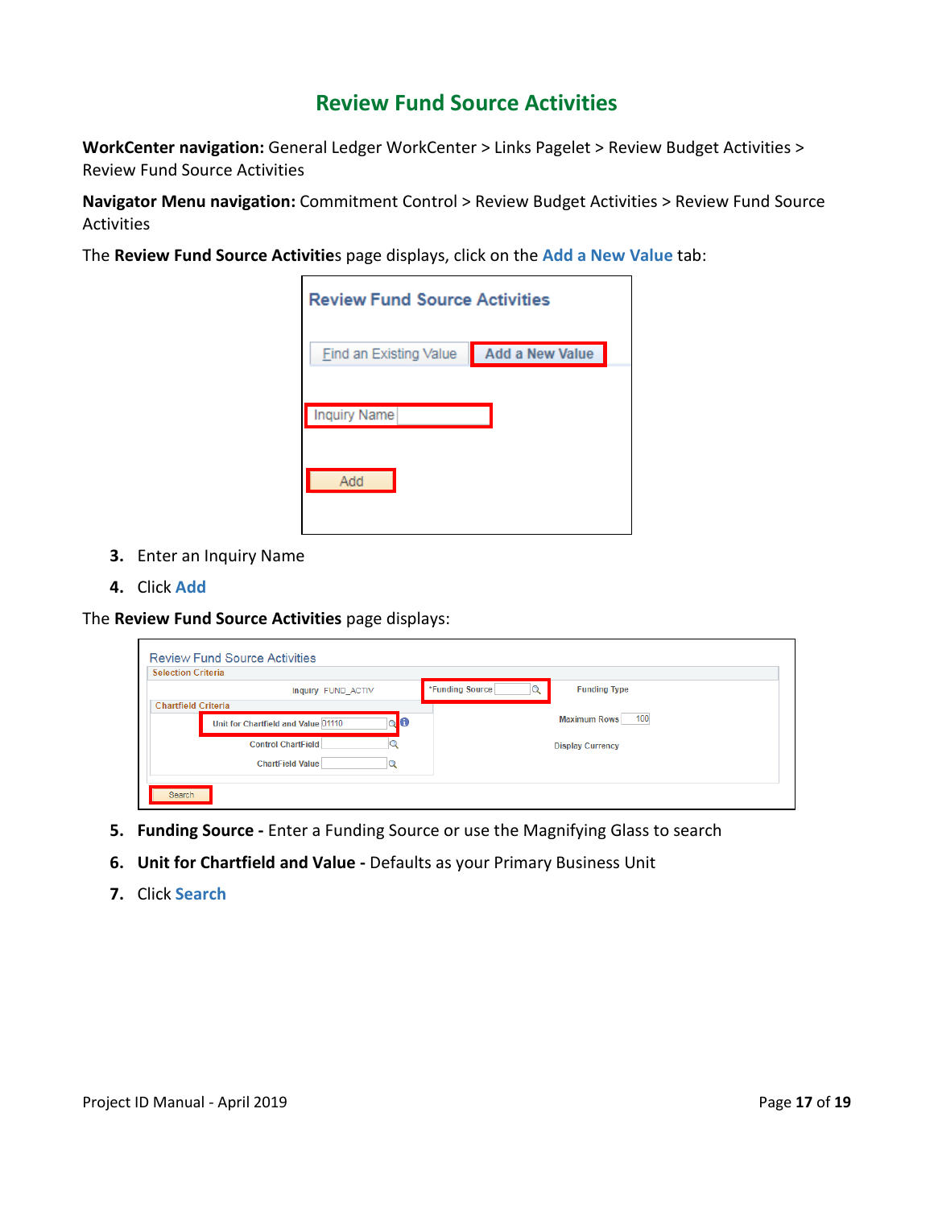## Review Fund Source Activities

**WorkCenter navigation:** General Ledger WorkCenter > Links Pagelet > Review Budget Activities > Review Fund Source Activities

**Navigator Menu navigation:** Commitment Control > Review Budget Activities > Review Fund Source Activities

The **Review Fund Source Activities** page displays, click on the **Add a New Value** tab:

3. Enter an Inquiry Name
4. Click **Add**

The **Review Fund Source Activities** page displays:

5. **Funding Source -** Enter a Funding Source or use the Magnifying Glass to search
6. **Unit for Chartfield and Value -** Defaults as your Primary Business Unit
7. Click **Search**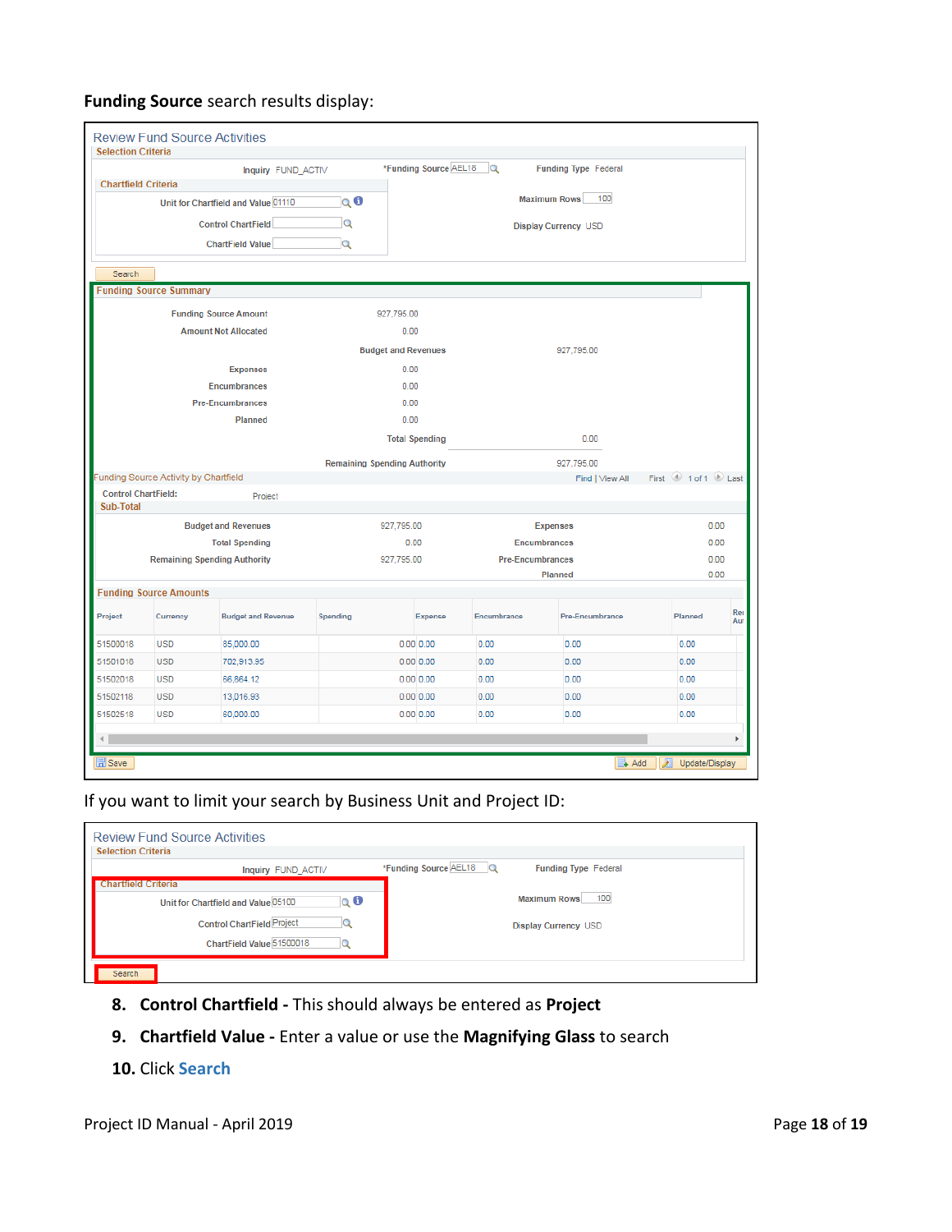**Funding Source** search results display:

**Review Fund Source Activities**

**Selection Criteria**

Inquiry FUND_ACTIV | *Funding Source AEL18 | Funding Type Federal

**Chartfield Criteria**

Unit for Chartfield and Value 01110

Control ChartField

ChartField Value

Maximum Rows 100

Display Currency USD

Search

**Funding Source Summary**

| | | | |
|---|---|---|---|
| Funding Source Amount | 927,795.00 | | |
| Amount Not Allocated | 0.00 | | |
| | | Budget and Revenues | 927,795.00 |
| Expenses | 0.00 | | |
| Encumbrances | 0.00 | | |
| Pre-Encumbrances | 0.00 | | |
| Planned | 0.00 | | |
| | | Total Spending | 0.00 |
| | | Remaining Spending Authority | 927,795.00 |

Funding Source Activity by Chartfield — Find | View All — First 1 of 1 Last

Control ChartField: Project

**Sub-Total**

| | | | |
|---|---|---|---|
| Budget and Revenues | 927,795.00 | Expenses | 0.00 |
| Total Spending | 0.00 | Encumbrances | 0.00 |
| Remaining Spending Authority | 927,795.00 | Pre-Encumbrances | 0.00 |
| | | Planned | 0.00 |

**Funding Source Amounts**

| Project | Currency | Budget and Revenue | Spending | Expense | Encumbrance | Pre-Encumbrance | Planned | Re Au |
|---|---|---|---|---|---|---|---|---|
| 51500018 | USD | 85,000.00 | 0.00 | 0.00 | 0.00 | 0.00 | 0.00 | |
| 51501018 | USD | 702,913.95 | 0.00 | 0.00 | 0.00 | 0.00 | 0.00 | |
| 51502018 | USD | 66,864.12 | 0.00 | 0.00 | 0.00 | 0.00 | 0.00 | |
| 51502118 | USD | 13,016.93 | 0.00 | 0.00 | 0.00 | 0.00 | 0.00 | |
| 51502518 | USD | 60,000.00 | 0.00 | 0.00 | 0.00 | 0.00 | 0.00 | |

Save | Add | Update/Display

If you want to limit your search by Business Unit and Project ID:

**Review Fund Source Activities**

**Selection Criteria**

Inquiry FUND_ACTIV | *Funding Source AEL18 | Funding Type Federal

**Chartfield Criteria**

Unit for Chartfield and Value 05100

Control ChartField Project

ChartField Value 51500018

Maximum Rows 100

Display Currency USD

Search

8. **Control Chartfield -** This should always be entered as **Project**
9. **Chartfield Value -** Enter a value or use the **Magnifying Glass** to search
10. Click **Search**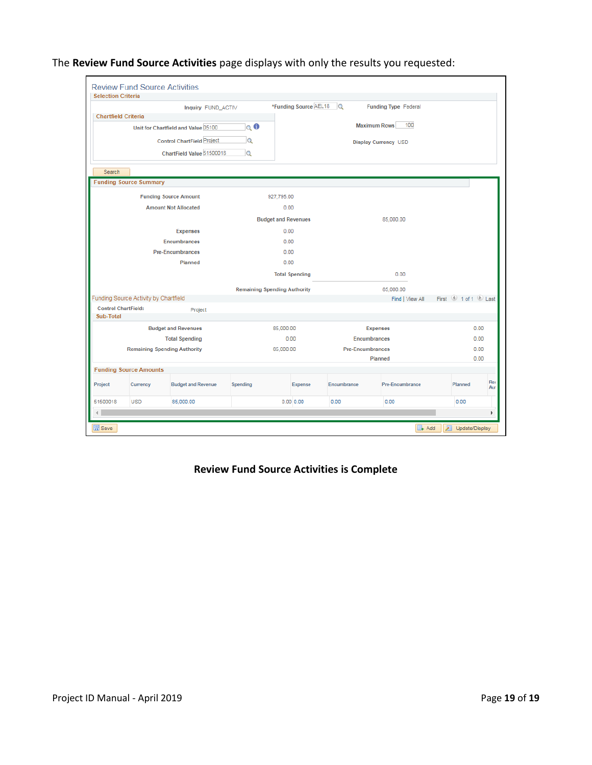The **Review Fund Source Activities** page displays with only the results you requested:

Review Fund Source Activities

Selection Criteria

Inquiry FUND_ACTIV

*Funding Source AEL18

Funding Type Federal

Chartfield Criteria

Unit for Chartfield and Value 05100

Control ChartField Project

ChartField Value 51500018

Maximum Rows 100

Display Currency USD

Search

Funding Source Summary

| | | | |
|---|---|---|---|
| Funding Source Amount | 927,795.00 | | |
| Amount Not Allocated | 0.00 | | |
| | | Budget and Revenues | 85,000.00 |
| Expenses | 0.00 | | |
| Encumbrances | 0.00 | | |
| Pre-Encumbrances | 0.00 | | |
| Planned | 0.00 | | |
| | | Total Spending | 0.00 |
| | | Remaining Spending Authority | 85,000.00 |

Funding Source Activity by Chartfield

Find | View All First 1 of 1 Last

Control ChartField: Project

Sub-Total

| | | | |
|---|---|---|---|
| Budget and Revenues | 85,000.00 | Expenses | 0.00 |
| Total Spending | 0.00 | Encumbrances | 0.00 |
| Remaining Spending Authority | 85,000.00 | Pre-Encumbrances | 0.00 |
| | | Planned | 0.00 |

Funding Source Amounts

| Project | Currency | Budget and Revenue | Spending | Expense | Encumbrance | Pre-Encumbrance | Planned | Re Ar |
|---|---|---|---|---|---|---|---|---|
| 51500018 | USD | 85,000.00 | 0.00 | 0.00 | 0.00 | 0.00 | 0.00 | |

Save Add Update/Display

**Review Fund Source Activities is Complete**